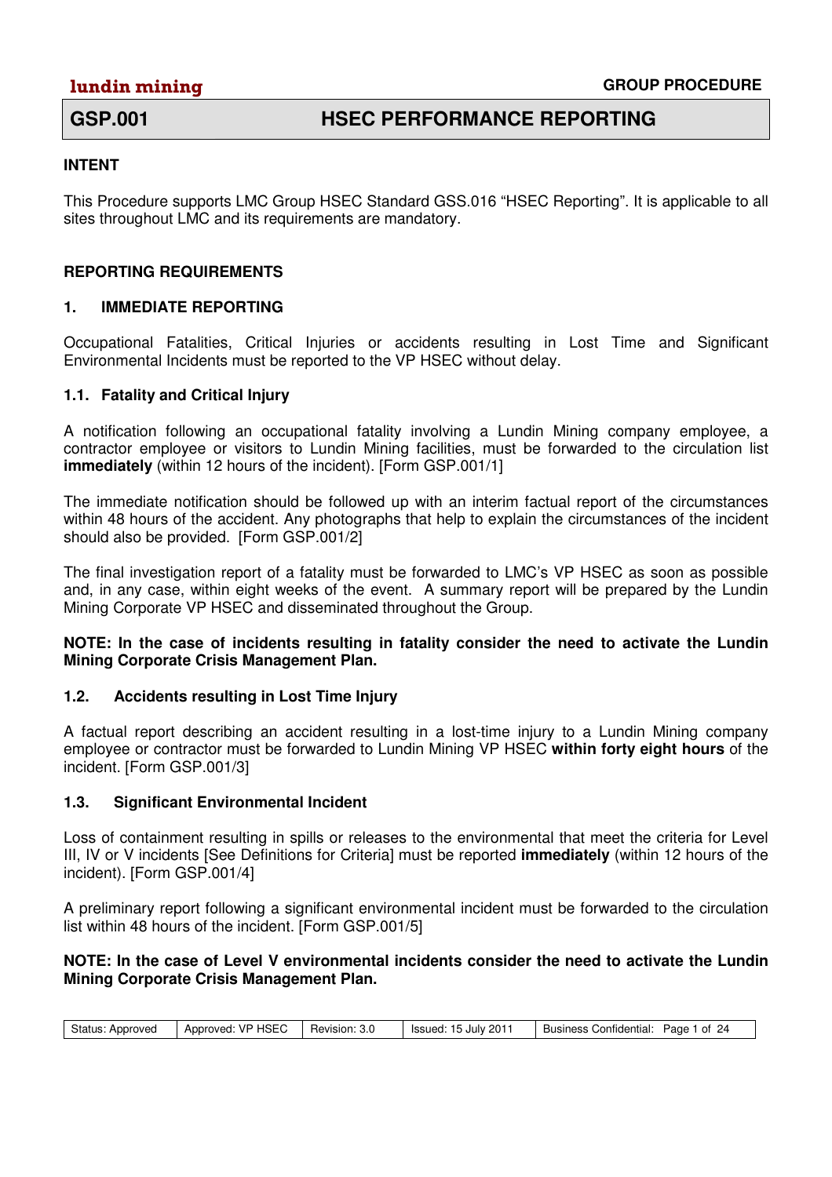# GSP.001 HSEC PERFORMANCE REPORTING

**INTENT**

This Procedure supports LMC Group HSEC Standard GSS.016 "HSEC Reporting". It is applicable to all sites throughout LMC and its requirements are mandatory.

**REPORTING REQUIREMENTS**

## 1. IMMEDIATE REPORTING

Occupational Fatalities, Critical Injuries or accidents resulting in Lost Time and Significant Environmental Incidents must be reported to the VP HSEC without delay.

### 1.1. Fatality and Critical Injury

A notification following an occupational fatality involving a Lundin Mining company employee, a contractor employee or visitors to Lundin Mining facilities, must be forwarded to the circulation list **immediately** (within 12 hours of the incident). [Form GSP.001/1]

The immediate notification should be followed up with an interim factual report of the circumstances within 48 hours of the accident. Any photographs that help to explain the circumstances of the incident should also be provided. [Form GSP.001/2]

The final investigation report of a fatality must be forwarded to LMC's VP HSEC as soon as possible and, in any case, within eight weeks of the event. A summary report will be prepared by the Lundin Mining Corporate VP HSEC and disseminated throughout the Group.

**NOTE: In the case of incidents resulting in fatality consider the need to activate the Lundin Mining Corporate Crisis Management Plan.**

### 1.2. Accidents resulting in Lost Time Injury

A factual report describing an accident resulting in a lost-time injury to a Lundin Mining company employee or contractor must be forwarded to Lundin Mining VP HSEC **within forty eight hours** of the incident. [Form GSP.001/3]

### 1.3. Significant Environmental Incident

Loss of containment resulting in spills or releases to the environmental that meet the criteria for Level III, IV or V incidents [See Definitions for Criteria] must be reported **immediately** (within 12 hours of the incident). [Form GSP.001/4]

A preliminary report following a significant environmental incident must be forwarded to the circulation list within 48 hours of the incident. [Form GSP.001/5]

**NOTE: In the case of Level V environmental incidents consider the need to activate the Lundin Mining Corporate Crisis Management Plan.**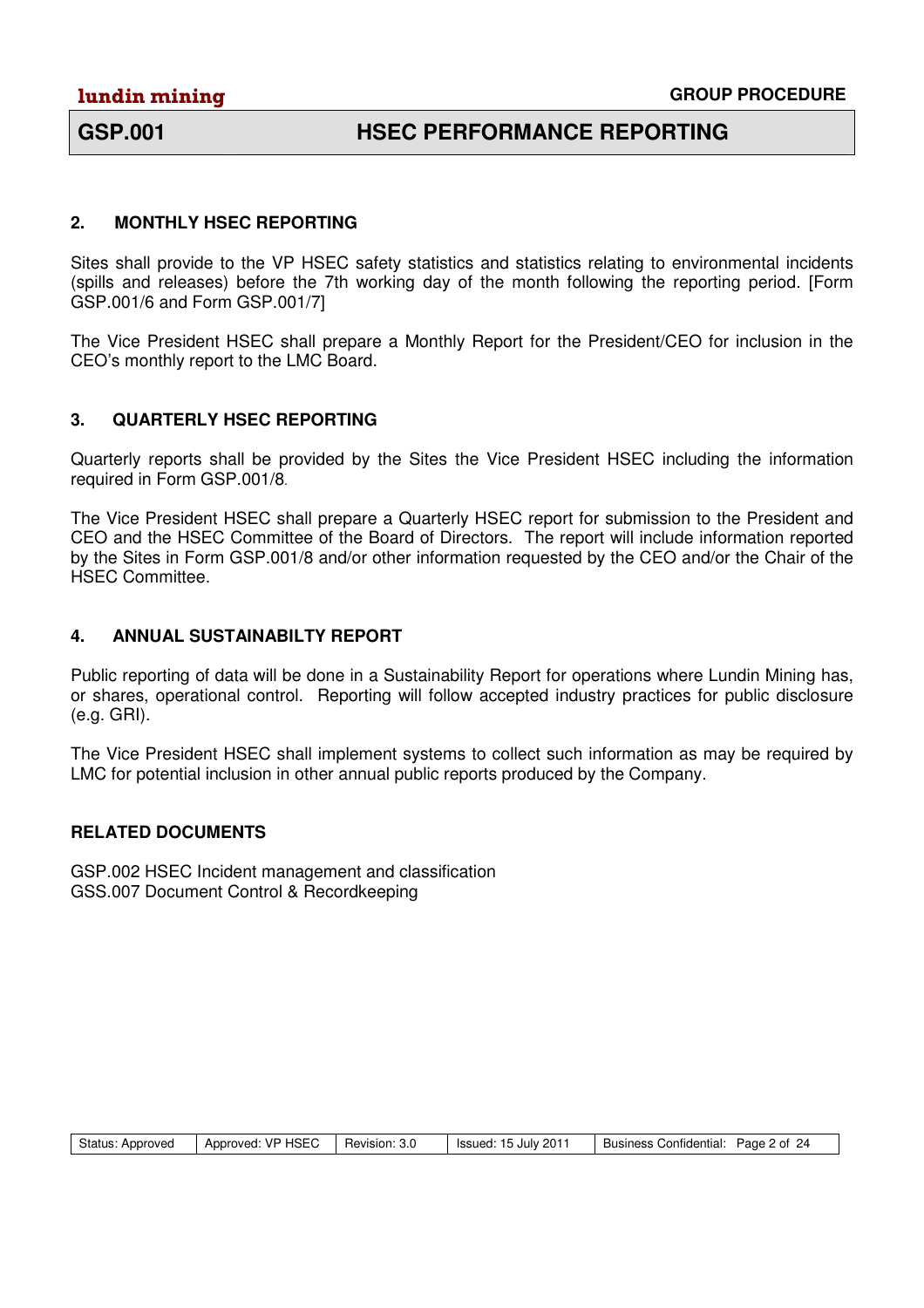## 2. MONTHLY HSEC REPORTING

Sites shall provide to the VP HSEC safety statistics and statistics relating to environmental incidents (spills and releases) before the 7th working day of the month following the reporting period. [Form GSP.001/6 and Form GSP.001/7]

The Vice President HSEC shall prepare a Monthly Report for the President/CEO for inclusion in the CEO's monthly report to the LMC Board.

## 3. QUARTERLY HSEC REPORTING

Quarterly reports shall be provided by the Sites the Vice President HSEC including the information required in Form GSP.001/8.

The Vice President HSEC shall prepare a Quarterly HSEC report for submission to the President and CEO and the HSEC Committee of the Board of Directors. The report will include information reported by the Sites in Form GSP.001/8 and/or other information requested by the CEO and/or the Chair of the HSEC Committee.

## 4. ANNUAL SUSTAINABILTY REPORT

Public reporting of data will be done in a Sustainability Report for operations where Lundin Mining has, or shares, operational control. Reporting will follow accepted industry practices for public disclosure (e.g. GRI).

The Vice President HSEC shall implement systems to collect such information as may be required by LMC for potential inclusion in other annual public reports produced by the Company.

## RELATED DOCUMENTS

GSP.002 HSEC Incident management and classification
GSS.007 Document Control & Recordkeeping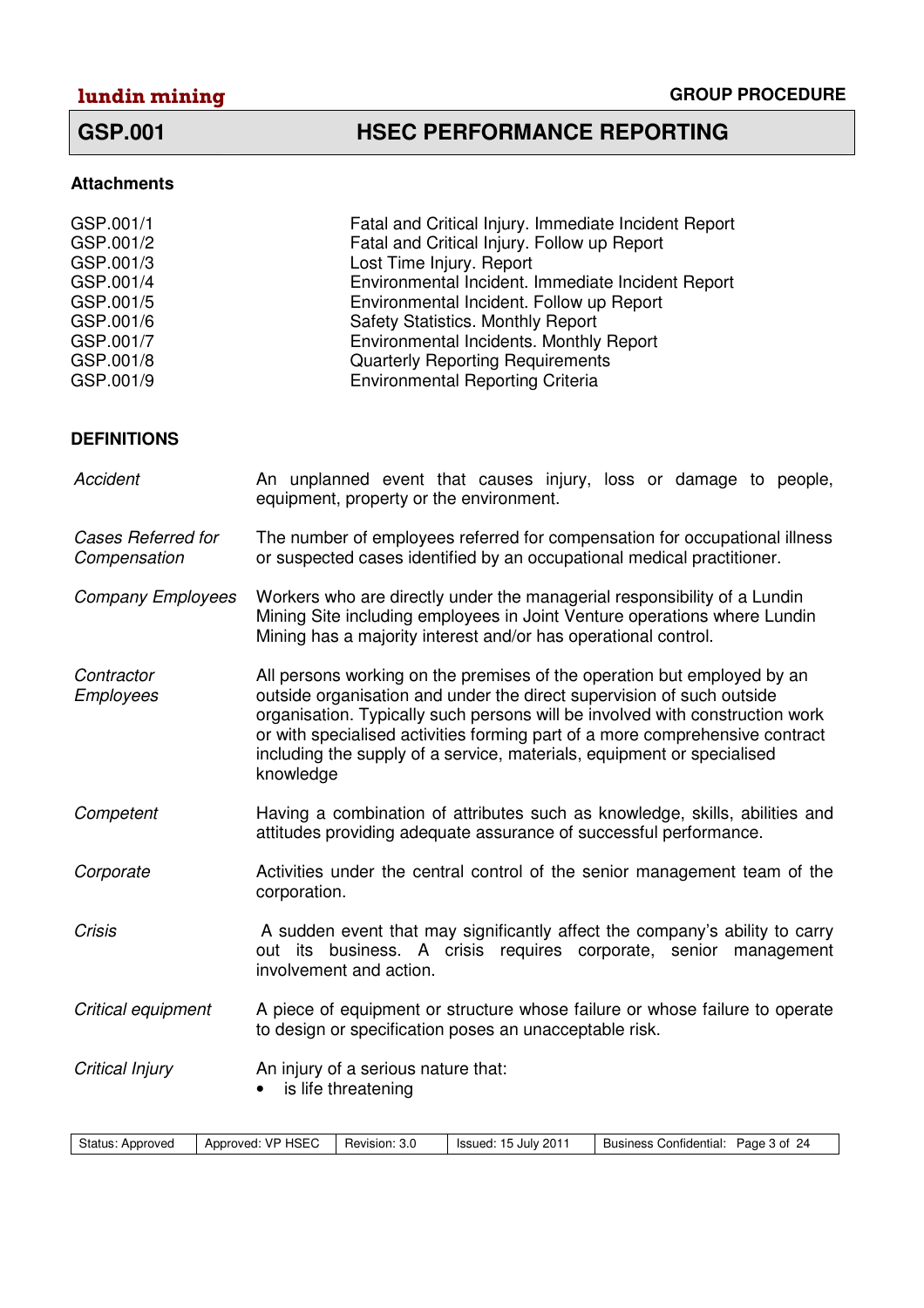## Attachments

| | |
|---|---|
| GSP.001/1 | Fatal and Critical Injury. Immediate Incident Report |
| GSP.001/2 | Fatal and Critical Injury. Follow up Report |
| GSP.001/3 | Lost Time Injury. Report |
| GSP.001/4 | Environmental Incident. Immediate Incident Report |
| GSP.001/5 | Environmental Incident. Follow up Report |
| GSP.001/6 | Safety Statistics. Monthly Report |
| GSP.001/7 | Environmental Incidents. Monthly Report |
| GSP.001/8 | Quarterly Reporting Requirements |
| GSP.001/9 | Environmental Reporting Criteria |

## DEFINITIONS

*Accident*
An unplanned event that causes injury, loss or damage to people, equipment, property or the environment.

*Cases Referred for Compensation*
The number of employees referred for compensation for occupational illness or suspected cases identified by an occupational medical practitioner.

*Company Employees*
Workers who are directly under the managerial responsibility of a Lundin Mining Site including employees in Joint Venture operations where Lundin Mining has a majority interest and/or has operational control.

*Contractor Employees*
All persons working on the premises of the operation but employed by an outside organisation and under the direct supervision of such outside organisation. Typically such persons will be involved with construction work or with specialised activities forming part of a more comprehensive contract including the supply of a service, materials, equipment or specialised knowledge

*Competent*
Having a combination of attributes such as knowledge, skills, abilities and attitudes providing adequate assurance of successful performance.

*Corporate*
Activities under the central control of the senior management team of the corporation.

*Crisis*
A sudden event that may significantly affect the company's ability to carry out its business. A crisis requires corporate, senior management involvement and action.

*Critical equipment*
A piece of equipment or structure whose failure or whose failure to operate to design or specification poses an unacceptable risk.

*Critical Injury*
An injury of a serious nature that:

- is life threatening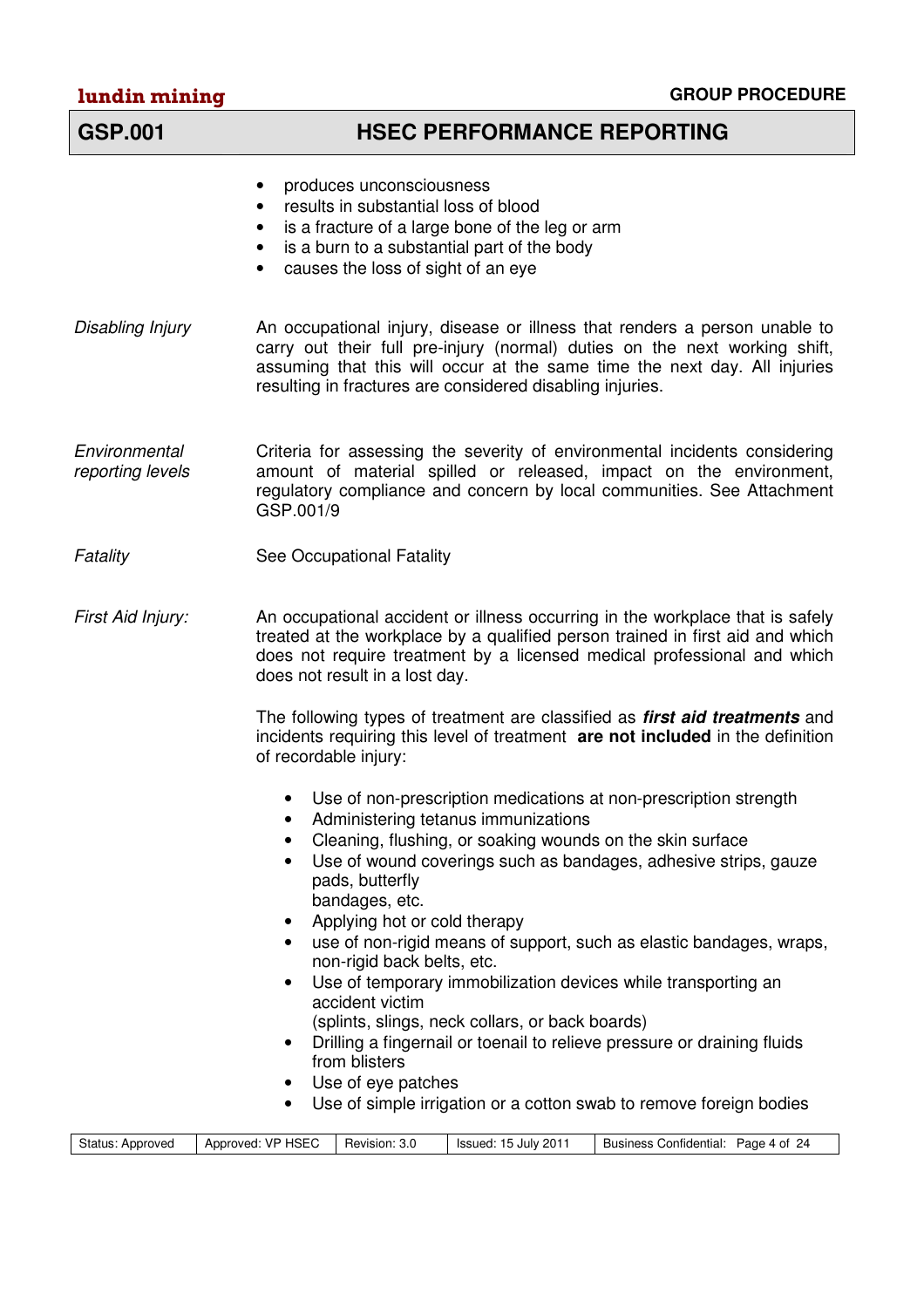- produces unconsciousness
- results in substantial loss of blood
- is a fracture of a large bone of the leg or arm
- is a burn to a substantial part of the body
- causes the loss of sight of an eye

*Disabling Injury*

An occupational injury, disease or illness that renders a person unable to carry out their full pre-injury (normal) duties on the next working shift, assuming that this will occur at the same time the next day. All injuries resulting in fractures are considered disabling injuries.

*Environmental reporting levels*

Criteria for assessing the severity of environmental incidents considering amount of material spilled or released, impact on the environment, regulatory compliance and concern by local communities. See Attachment GSP.001/9

*Fatality*

See Occupational Fatality

*First Aid Injury:*

An occupational accident or illness occurring in the workplace that is safely treated at the workplace by a qualified person trained in first aid and which does not require treatment by a licensed medical professional and which does not result in a lost day.

The following types of treatment are classified as ***first aid treatments*** and incidents requiring this level of treatment **are not included** in the definition of recordable injury:

- Use of non-prescription medications at non-prescription strength
- Administering tetanus immunizations
- Cleaning, flushing, or soaking wounds on the skin surface
- Use of wound coverings such as bandages, adhesive strips, gauze pads, butterfly bandages, etc.
- Applying hot or cold therapy
- use of non-rigid means of support, such as elastic bandages, wraps, non-rigid back belts, etc.
- Use of temporary immobilization devices while transporting an accident victim (splints, slings, neck collars, or back boards)
- Drilling a fingernail or toenail to relieve pressure or draining fluids from blisters
- Use of eye patches
- Use of simple irrigation or a cotton swab to remove foreign bodies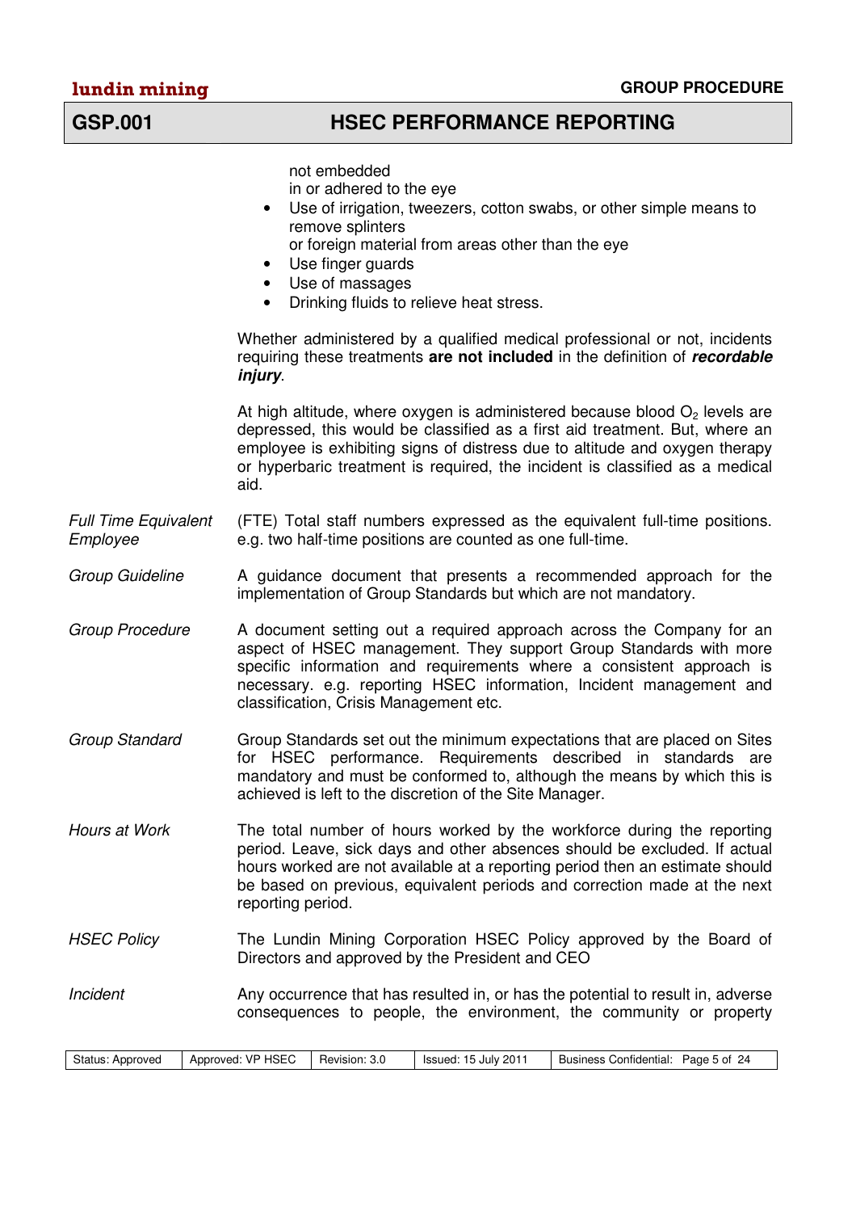not embedded
in or adhered to the eye

- Use of irrigation, tweezers, cotton swabs, or other simple means to remove splinters
  or foreign material from areas other than the eye
- Use finger guards
- Use of massages
- Drinking fluids to relieve heat stress.

Whether administered by a qualified medical professional or not, incidents requiring these treatments **are not included** in the definition of ***recordable injury***.

At high altitude, where oxygen is administered because blood $O_2$ levels are depressed, this would be classified as a first aid treatment. But, where an employee is exhibiting signs of distress due to altitude and oxygen therapy or hyperbaric treatment is required, the incident is classified as a medical aid.

| | |
|---|---|
| *Full Time Equivalent Employee* | (FTE) Total staff numbers expressed as the equivalent full-time positions. e.g. two half-time positions are counted as one full-time. |
| *Group Guideline* | A guidance document that presents a recommended approach for the implementation of Group Standards but which are not mandatory. |
| *Group Procedure* | A document setting out a required approach across the Company for an aspect of HSEC management. They support Group Standards with more specific information and requirements where a consistent approach is necessary. e.g. reporting HSEC information, Incident management and classification, Crisis Management etc. |
| *Group Standard* | Group Standards set out the minimum expectations that are placed on Sites for HSEC performance. Requirements described in standards are mandatory and must be conformed to, although the means by which this is achieved is left to the discretion of the Site Manager. |
| *Hours at Work* | The total number of hours worked by the workforce during the reporting period. Leave, sick days and other absences should be excluded. If actual hours worked are not available at a reporting period then an estimate should be based on previous, equivalent periods and correction made at the next reporting period. |
| *HSEC Policy* | The Lundin Mining Corporation HSEC Policy approved by the Board of Directors and approved by the President and CEO |
| *Incident* | Any occurrence that has resulted in, or has the potential to result in, adverse consequences to people, the environment, the community or property |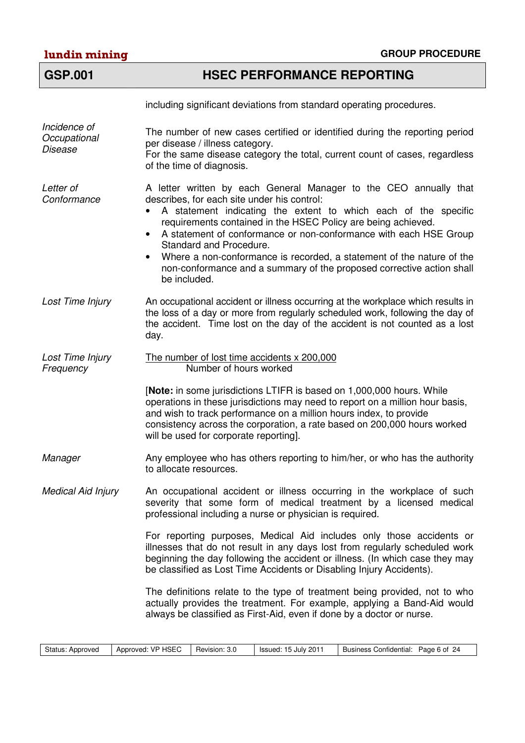including significant deviations from standard operating procedures.

| | |
|---|---|
| *Incidence of Occupational Disease* | The number of new cases certified or identified during the reporting period per disease / illness category.<br>For the same disease category the total, current count of cases, regardless of the time of diagnosis. |
| *Letter of Conformance* | A letter written by each General Manager to the CEO annually that describes, for each site under his control:<br>• A statement indicating the extent to which each of the specific requirements contained in the HSEC Policy are being achieved.<br>• A statement of conformance or non-conformance with each HSE Group Standard and Procedure.<br>• Where a non-conformance is recorded, a statement of the nature of the non-conformance and a summary of the proposed corrective action shall be included. |
| *Lost Time Injury* | An occupational accident or illness occurring at the workplace which results in the loss of a day or more from regularly scheduled work, following the day of the accident. Time lost on the day of the accident is not counted as a lost day. |
| *Lost Time Injury Frequency* | $$\frac{\text{The number of lost time accidents} \times 200{,}000}{\text{Number of hours worked}}$$<br>[**Note:** in some jurisdictions LTIFR is based on 1,000,000 hours. While operations in these jurisdictions may need to report on a million hour basis, and wish to track performance on a million hours index, to provide consistency across the corporation, a rate based on 200,000 hours worked will be used for corporate reporting]. |
| *Manager* | Any employee who has others reporting to him/her, or who has the authority to allocate resources. |
| *Medical Aid Injury* | An occupational accident or illness occurring in the workplace of such severity that some form of medical treatment by a licensed medical professional including a nurse or physician is required.<br>For reporting purposes, Medical Aid includes only those accidents or illnesses that do not result in any days lost from regularly scheduled work beginning the day following the accident or illness. (In which case they may be classified as Lost Time Accidents or Disabling Injury Accidents).<br>The definitions relate to the type of treatment being provided, not to who actually provides the treatment. For example, applying a Band-Aid would always be classified as First-Aid, even if done by a doctor or nurse. |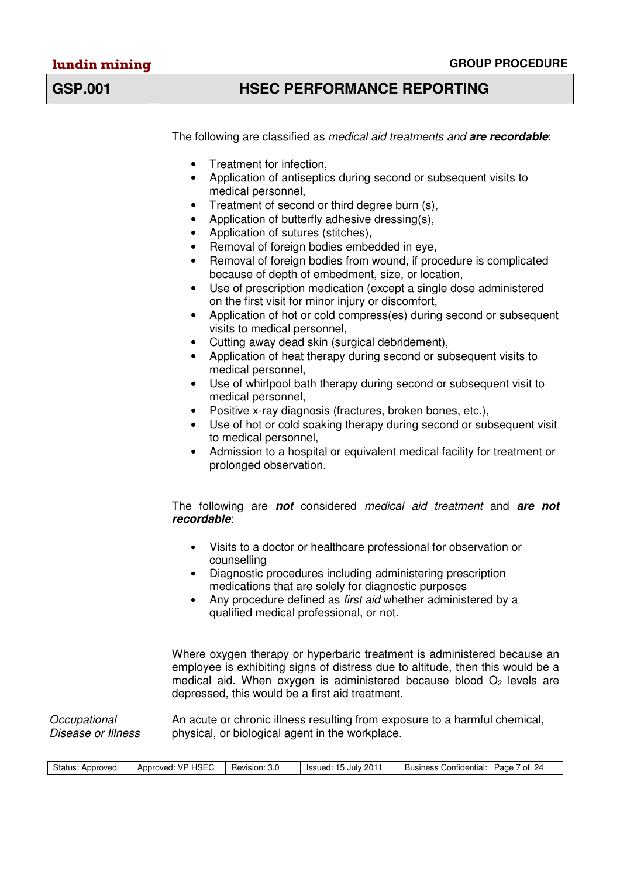The following are classified as *medical aid treatments and* ***are recordable***:

- Treatment for infection,
- Application of antiseptics during second or subsequent visits to medical personnel,
- Treatment of second or third degree burn (s),
- Application of butterfly adhesive dressing(s),
- Application of sutures (stitches),
- Removal of foreign bodies embedded in eye,
- Removal of foreign bodies from wound, if procedure is complicated because of depth of embedment, size, or location,
- Use of prescription medication (except a single dose administered on the first visit for minor injury or discomfort,
- Application of hot or cold compress(es) during second or subsequent visits to medical personnel,
- Cutting away dead skin (surgical debridement),
- Application of heat therapy during second or subsequent visits to medical personnel,
- Use of whirlpool bath therapy during second or subsequent visit to medical personnel,
- Positive x-ray diagnosis (fractures, broken bones, etc.),
- Use of hot or cold soaking therapy during second or subsequent visit to medical personnel,
- Admission to a hospital or equivalent medical facility for treatment or prolonged observation.

The following are ***not*** considered *medical aid treatment* and ***are not recordable***:

- Visits to a doctor or healthcare professional for observation or counselling
- Diagnostic procedures including administering prescription medications that are solely for diagnostic purposes
- Any procedure defined as *first aid* whether administered by a qualified medical professional, or not.

Where oxygen therapy or hyperbaric treatment is administered because an employee is exhibiting signs of distress due to altitude, then this would be a medical aid. When oxygen is administered because blood $O_2$ levels are depressed, this would be a first aid treatment.

*Occupational Disease or Illness* — An acute or chronic illness resulting from exposure to a harmful chemical, physical, or biological agent in the workplace.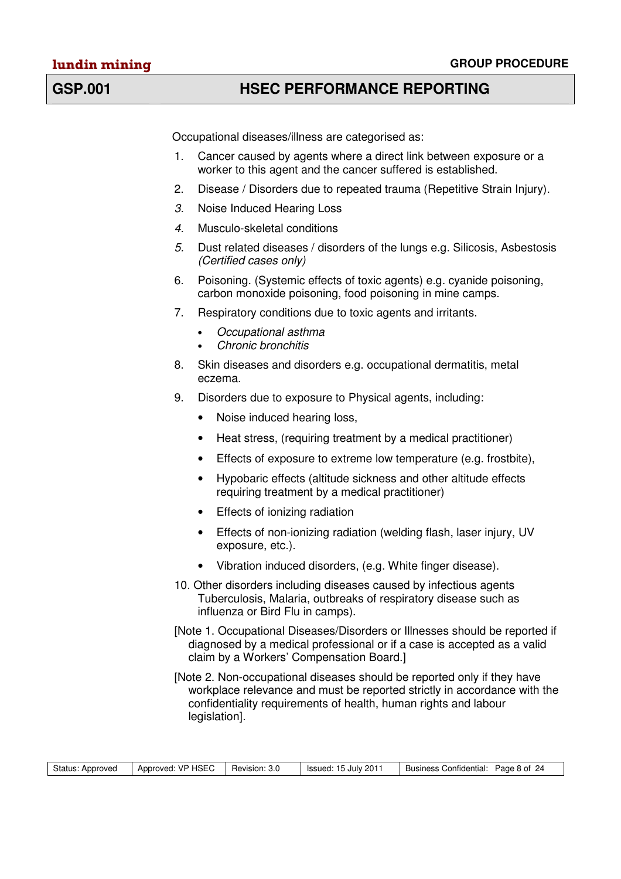Occupational diseases/illness are categorised as:

1. Cancer caused by agents where a direct link between exposure or a worker to this agent and the cancer suffered is established.
2. Disease / Disorders due to repeated trauma (Repetitive Strain Injury).
3. Noise Induced Hearing Loss
4. Musculo-skeletal conditions
5. Dust related diseases / disorders of the lungs e.g. Silicosis, Asbestosis *(Certified cases only)*
6. Poisoning. (Systemic effects of toxic agents) e.g. cyanide poisoning, carbon monoxide poisoning, food poisoning in mine camps.
7. Respiratory conditions due to toxic agents and irritants.
   - *Occupational asthma*
   - *Chronic bronchitis*
8. Skin diseases and disorders e.g. occupational dermatitis, metal eczema.
9. Disorders due to exposure to Physical agents, including:
   - Noise induced hearing loss,
   - Heat stress, (requiring treatment by a medical practitioner)
   - Effects of exposure to extreme low temperature (e.g. frostbite),
   - Hypobaric effects (altitude sickness and other altitude effects requiring treatment by a medical practitioner)
   - Effects of ionizing radiation
   - Effects of non-ionizing radiation (welding flash, laser injury, UV exposure, etc.).
   - Vibration induced disorders, (e.g. White finger disease).
10. Other disorders including diseases caused by infectious agents Tuberculosis, Malaria, outbreaks of respiratory disease such as influenza or Bird Flu in camps).

[Note 1. Occupational Diseases/Disorders or Illnesses should be reported if diagnosed by a medical professional or if a case is accepted as a valid claim by a Workers' Compensation Board.]

[Note 2. Non-occupational diseases should be reported only if they have workplace relevance and must be reported strictly in accordance with the confidentiality requirements of health, human rights and labour legislation].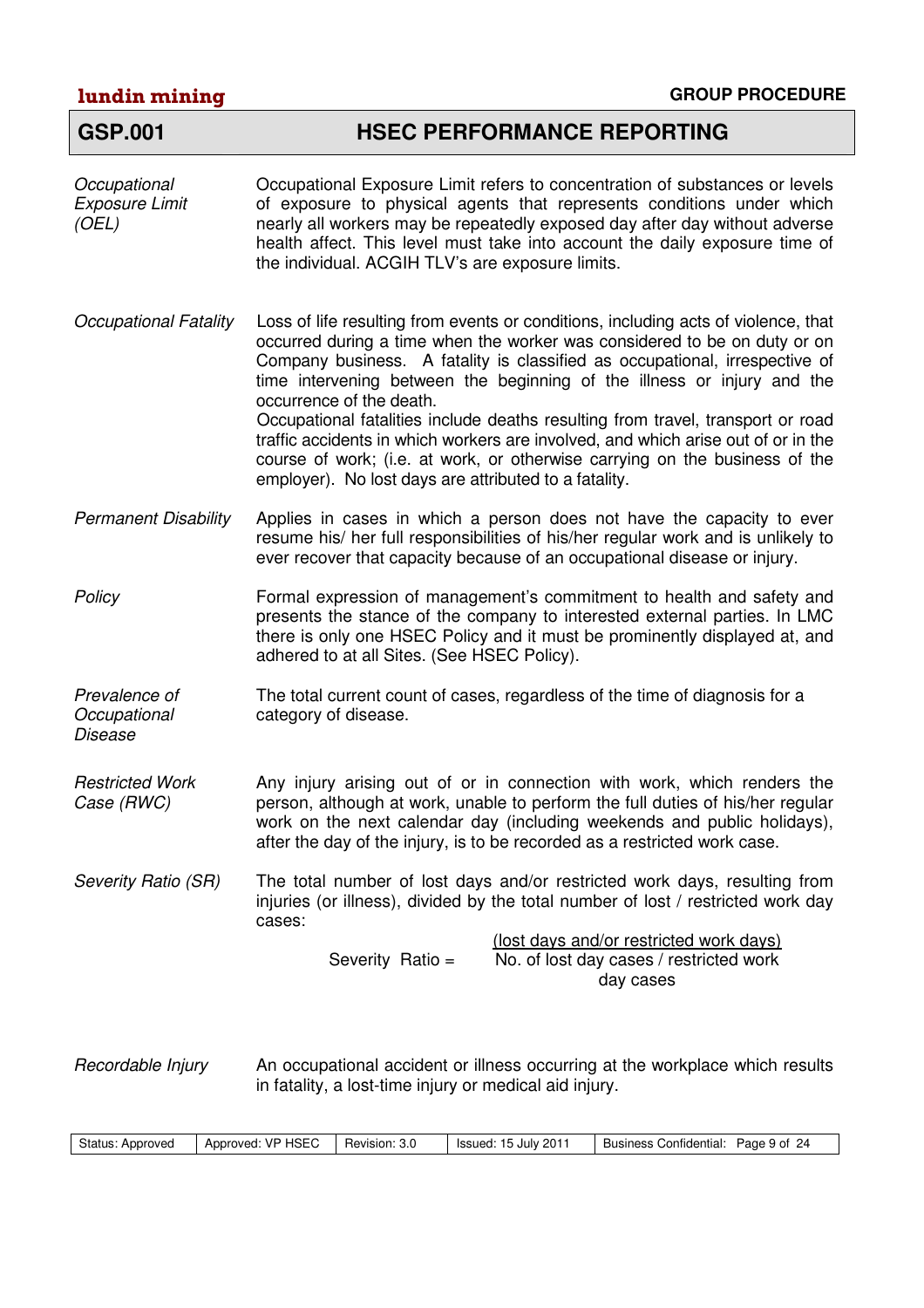*Occupational Exposure Limit (OEL)*

Occupational Exposure Limit refers to concentration of substances or levels of exposure to physical agents that represents conditions under which nearly all workers may be repeatedly exposed day after day without adverse health affect. This level must take into account the daily exposure time of the individual. ACGIH TLV's are exposure limits.

*Occupational Fatality*

Loss of life resulting from events or conditions, including acts of violence, that occurred during a time when the worker was considered to be on duty or on Company business. A fatality is classified as occupational, irrespective of time intervening between the beginning of the illness or injury and the occurrence of the death.

Occupational fatalities include deaths resulting from travel, transport or road traffic accidents in which workers are involved, and which arise out of or in the course of work; (i.e. at work, or otherwise carrying on the business of the employer). No lost days are attributed to a fatality.

*Permanent Disability*

Applies in cases in which a person does not have the capacity to ever resume his/ her full responsibilities of his/her regular work and is unlikely to ever recover that capacity because of an occupational disease or injury.

*Policy*

Formal expression of management's commitment to health and safety and presents the stance of the company to interested external parties. In LMC there is only one HSEC Policy and it must be prominently displayed at, and adhered to at all Sites. (See HSEC Policy).

*Prevalence of Occupational Disease*

The total current count of cases, regardless of the time of diagnosis for a category of disease.

*Restricted Work Case (RWC)*

Any injury arising out of or in connection with work, which renders the person, although at work, unable to perform the full duties of his/her regular work on the next calendar day (including weekends and public holidays), after the day of the injury, is to be recorded as a restricted work case.

*Severity Ratio (SR)*

The total number of lost days and/or restricted work days, resulting from injuries (or illness), divided by the total number of lost / restricted work day cases:

$$\text{Severity Ratio} = \frac{\text{(lost days and/or restricted work days)}}{\text{No. of lost day cases / restricted work day cases}}$$

*Recordable Injury*

An occupational accident or illness occurring at the workplace which results in fatality, a lost-time injury or medical aid injury.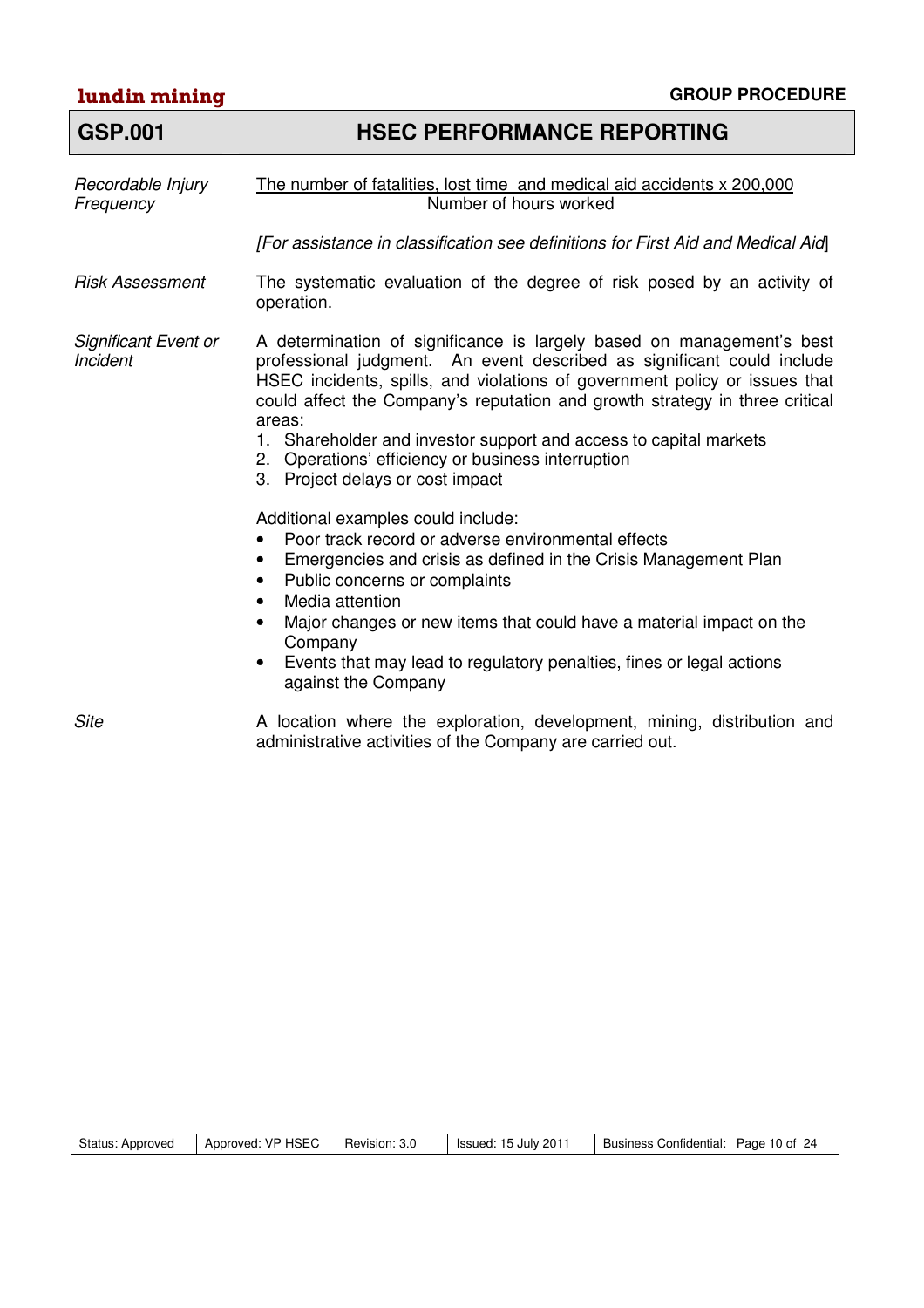*Recordable Injury Frequency*

$$\frac{\text{The number of fatalities, lost time and medical aid accidents} \times 200{,}000}{\text{Number of hours worked}}$$

*[For assistance in classification see definitions for First Aid and Medical Aid]*

*Risk Assessment*

The systematic evaluation of the degree of risk posed by an activity of operation.

*Significant Event or Incident*

A determination of significance is largely based on management's best professional judgment. An event described as significant could include HSEC incidents, spills, and violations of government policy or issues that could affect the Company's reputation and growth strategy in three critical areas:

1. Shareholder and investor support and access to capital markets
2. Operations' efficiency or business interruption
3. Project delays or cost impact

Additional examples could include:

- Poor track record or adverse environmental effects
- Emergencies and crisis as defined in the Crisis Management Plan
- Public concerns or complaints
- Media attention
- Major changes or new items that could have a material impact on the Company
- Events that may lead to regulatory penalties, fines or legal actions against the Company

*Site*

A location where the exploration, development, mining, distribution and administrative activities of the Company are carried out.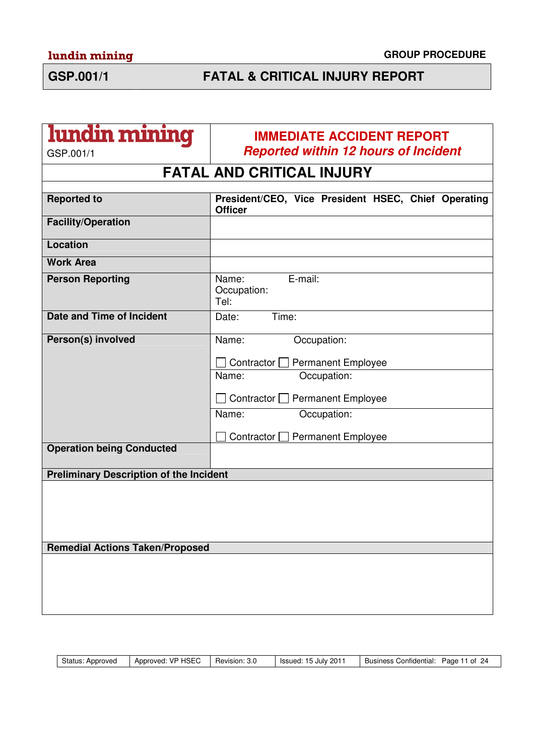lundin mining

GSP.001/1

# IMMEDIATE ACCIDENT REPORT

***Reported within 12 hours of Incident***

## FATAL AND CRITICAL INJURY

| | |
|---|---|
| **Reported to** | **President/CEO, Vice President HSEC, Chief Operating Officer** |
| **Facility/Operation** | |
| **Location** | |
| **Work Area** | |
| **Person Reporting** | Name: E-mail:<br>Occupation:<br>Tel: |
| **Date and Time of Incident** | Date: Time: |
| **Person(s) involved** | Name: Occupation:<br>☐ Contractor ☐ Permanent Employee |
| | Name: Occupation:<br>☐ Contractor ☐ Permanent Employee |
| | Name: Occupation:<br>☐ Contractor ☐ Permanent Employee |
| **Operation being Conducted** | |

**Preliminary Description of the Incident**

**Remedial Actions Taken/Proposed**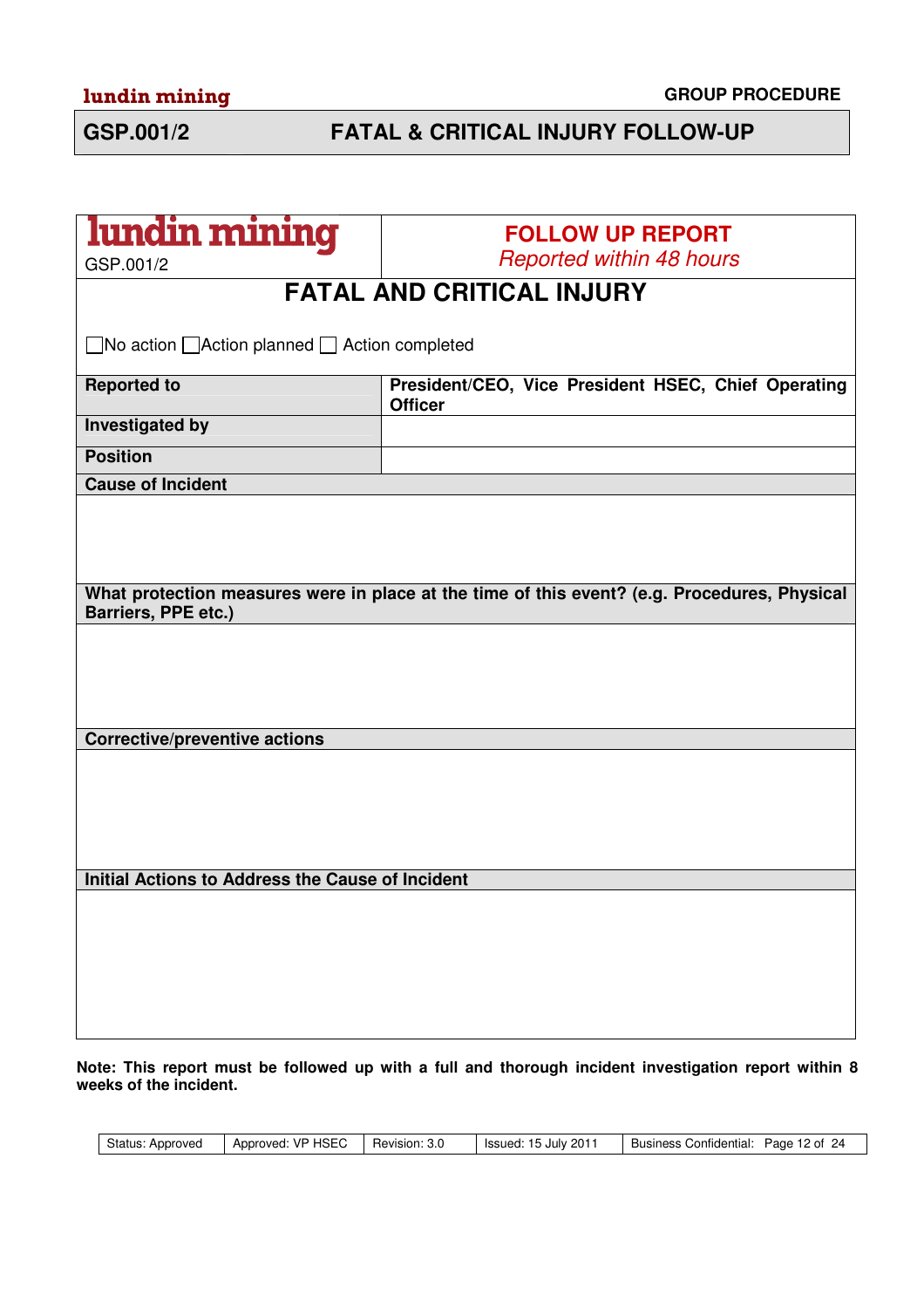| lundin mining GSP.001/2 | **FOLLOW UP REPORT** *Reported within 48 hours* |
|---|---|
| **FATAL AND CRITICAL INJURY** | |
| ☐No action ☐Action planned ☐ Action completed | |
| **Reported to** | **President/CEO, Vice President HSEC, Chief Operating Officer** |
| **Investigated by** | |
| **Position** | |
| **Cause of Incident** | |
| | |
| **What protection measures were in place at the time of this event? (e.g. Procedures, Physical Barriers, PPE etc.)** | |
| | |
| **Corrective/preventive actions** | |
| | |
| **Initial Actions to Address the Cause of Incident** | |
| | |

**Note: This report must be followed up with a full and thorough incident investigation report within 8 weeks of the incident.**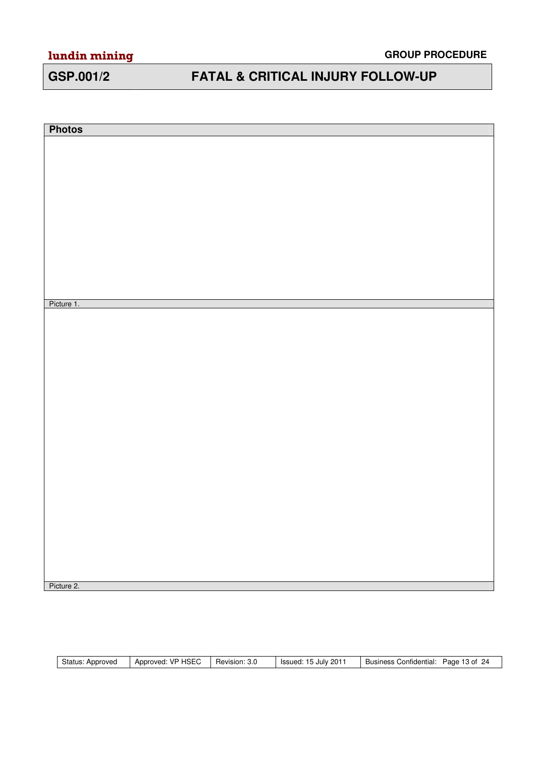## Photos

| Photos |
|---|
| |
| Picture 1. |
| |
| Picture 2. |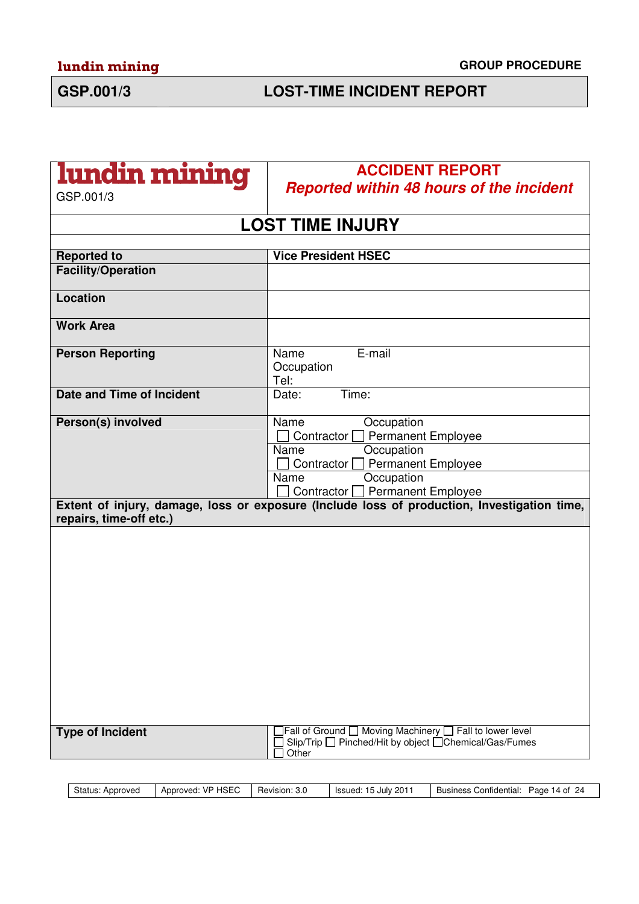lundin mining

GSP.001/3

# ACCIDENT REPORT

***Reported within 48 hours of the incident***

## LOST TIME INJURY

| | |
|---|---|
| **Reported to** | **Vice President HSEC** |
| **Facility/Operation** | |
| **Location** | |
| **Work Area** | |
| **Person Reporting** | Name E-mail<br>Occupation<br>Tel: |
| **Date and Time of Incident** | Date: Time: |
| **Person(s) involved** | Name Occupation<br>☐ Contractor ☐ Permanent Employee |
| | Name Occupation<br>☐ Contractor ☐ Permanent Employee |
| | Name Occupation<br>☐ Contractor ☐ Permanent Employee |

**Extent of injury, damage, loss or exposure (Include loss of production, Investigation time, repairs, time-off etc.)**

| | |
|---|---|
| **Type of Incident** | ☐ Fall of Ground ☐ Moving Machinery ☐ Fall to lower level<br>☐ Slip/Trip ☐ Pinched/Hit by object ☐ Chemical/Gas/Fumes<br>☐ Other |

| | | | | |
|---|---|---|---|---|
| Status: Approved | Approved: VP HSEC | Revision: 3.0 | Issued: 15 July 2011 | Business Confidential: |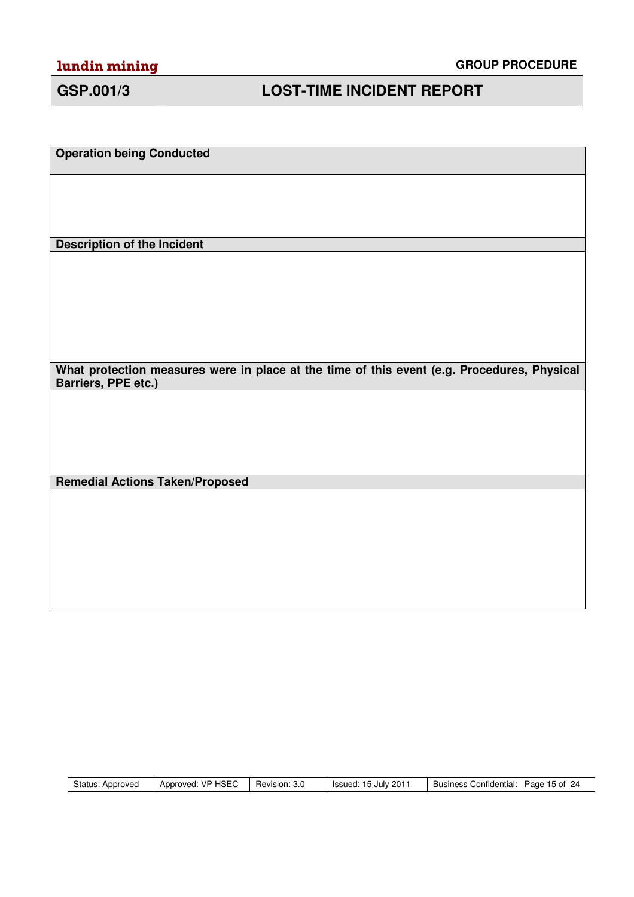## GSP.001/3 LOST-TIME INCIDENT REPORT

| Operation being Conducted |
| --- |
| |
| **Description of the Incident** |
| |
| **What protection measures were in place at the time of this event (e.g. Procedures, Physical Barriers, PPE etc.)** |
| |
| **Remedial Actions Taken/Proposed** |
| |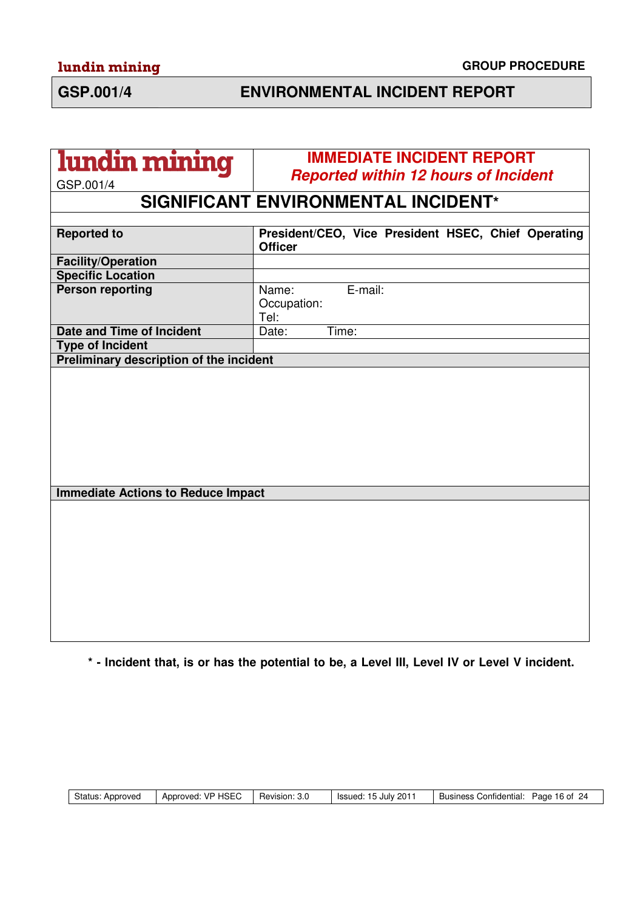| lundin mining<br>GSP.001/4 | **IMMEDIATE INCIDENT REPORT**<br>***Reported within 12 hours of Incident*** |
|---|---|

## SIGNIFICANT ENVIRONMENTAL INCIDENT*

| | |
|---|---|
| **Reported to** | **President/CEO, Vice President HSEC, Chief Operating Officer** |
| **Facility/Operation** | |
| **Specific Location** | |
| **Person reporting** | Name: E-mail:<br>Occupation:<br>Tel: |
| **Date and Time of Incident** | Date: Time: |
| **Type of Incident** | |
| **Preliminary description of the incident** | |
| | |
| **Immediate Actions to Reduce Impact** | |
| | |

**\* - Incident that, is or has the potential to be, a Level III, Level IV or Level V incident.**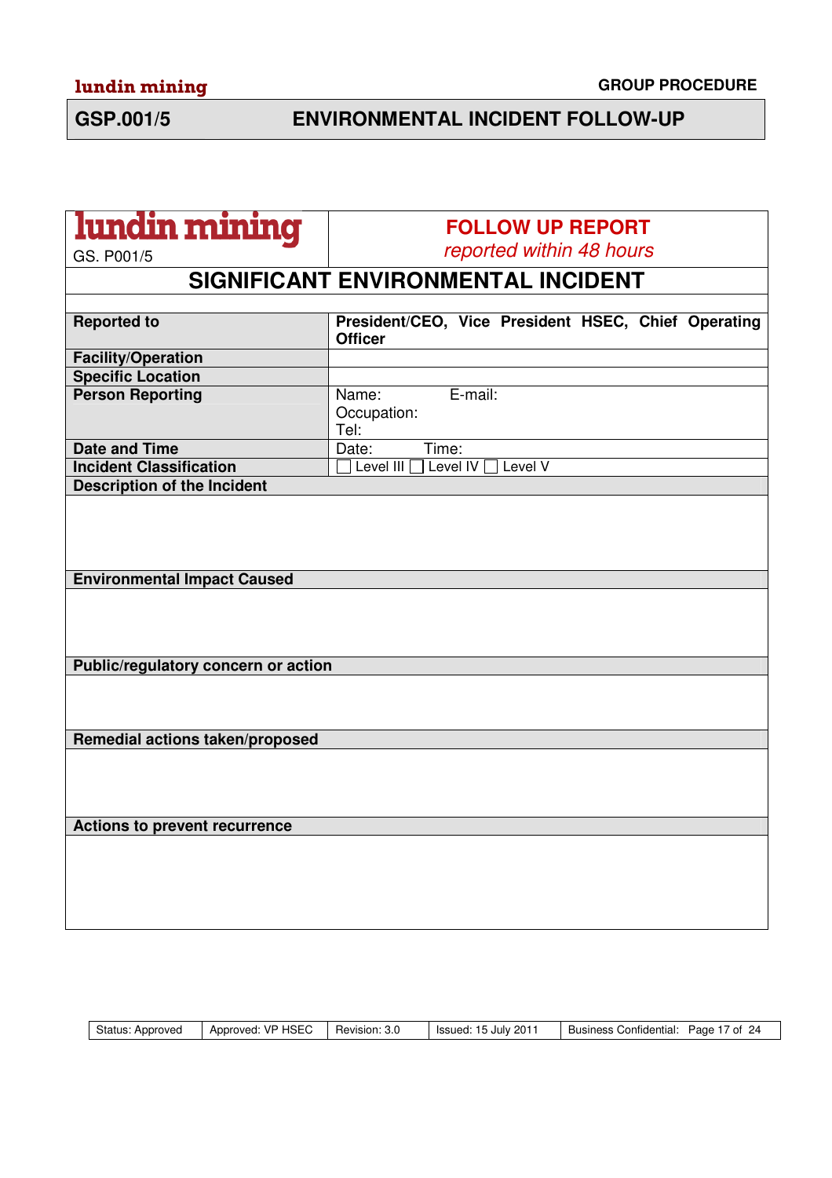| lundin mining<br>GS. P001/5 | **FOLLOW UP REPORT**<br>*reported within 48 hours* |
|---|---|

# SIGNIFICANT ENVIRONMENTAL INCIDENT

| | |
|---|---|
| **Reported to** | **President/CEO, Vice President HSEC, Chief Operating Officer** |
| **Facility/Operation** | |
| **Specific Location** | |
| **Person Reporting** | Name: E-mail:<br>Occupation:<br>Tel: |
| **Date and Time** | Date: Time: |
| **Incident Classification** | ☐ Level III ☐ Level IV ☐ Level V |

**Description of the Incident**

**Environmental Impact Caused**

**Public/regulatory concern or action**

**Remedial actions taken/proposed**

**Actions to prevent recurrence**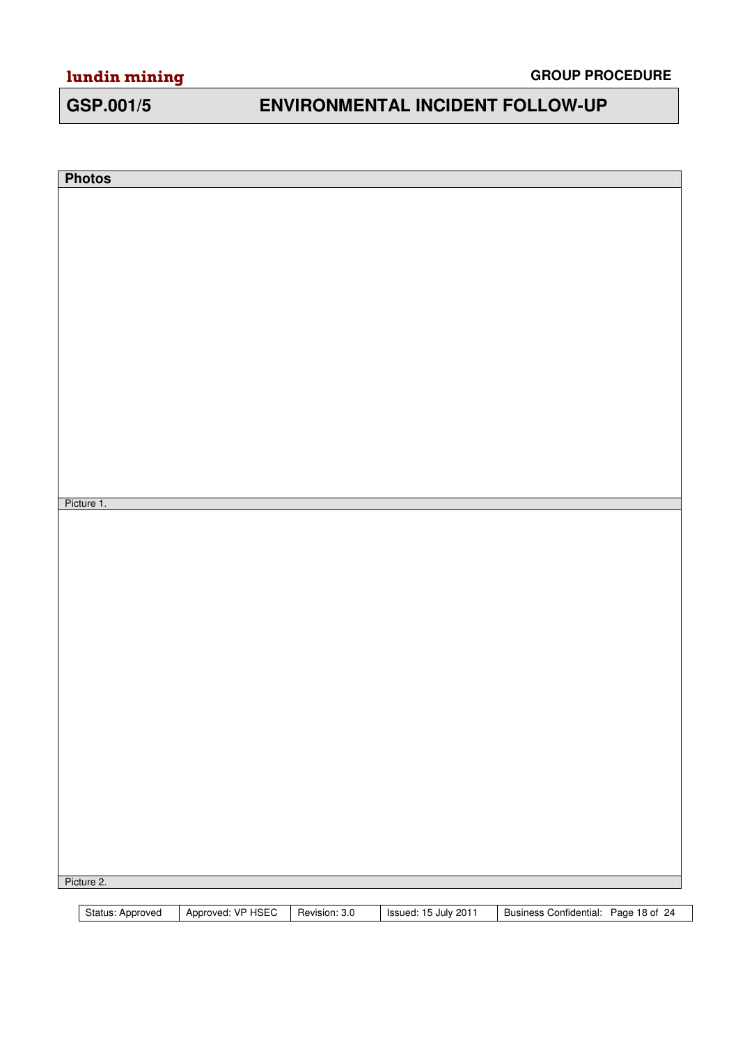| Photos |
| --- |
| |
| Picture 1. |
| |
| Picture 2. |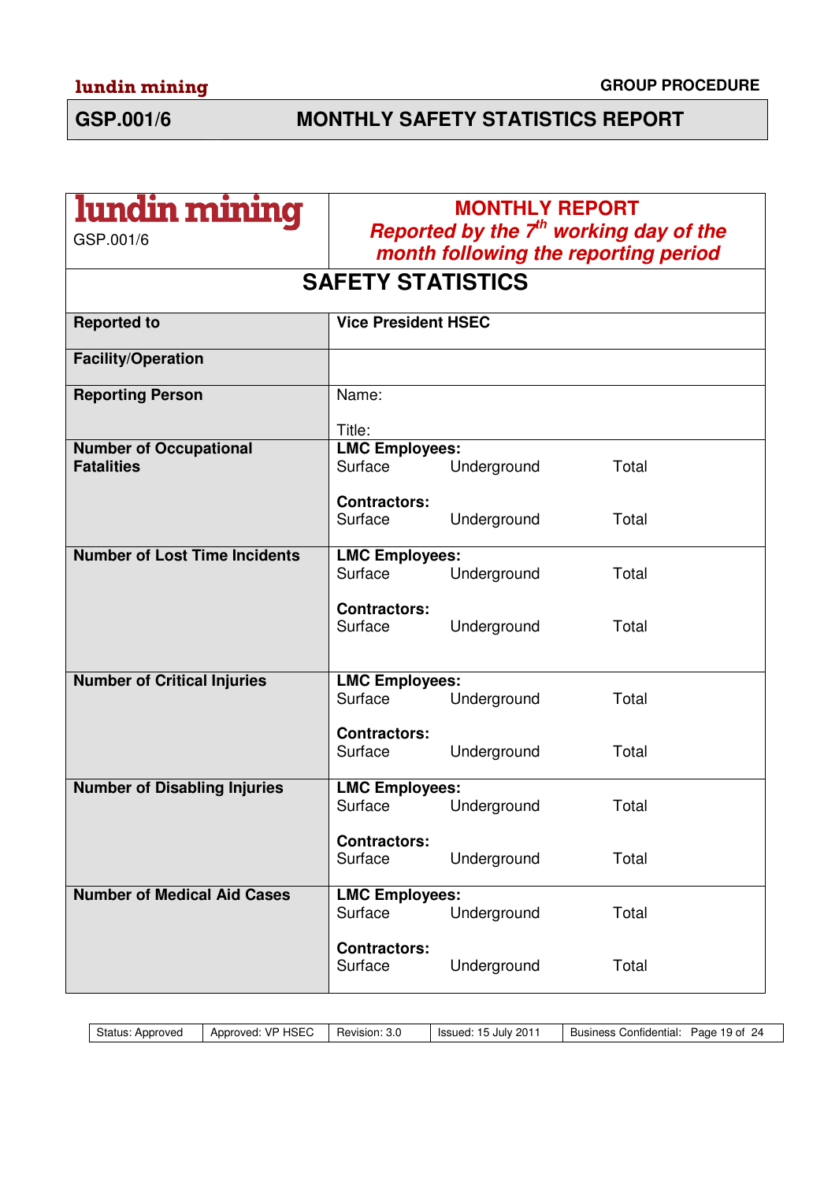| lundin mining<br>GSP.001/6 | **MONTHLY REPORT**<br>***Reported by the 7th working day of the month following the reporting period*** |
|---|---|

## SAFETY STATISTICS

| | |
|---|---|
| **Reported to** | **Vice President HSEC** |
| **Facility/Operation** | |
| **Reporting Person** | Name:<br><br>Title: |
| **Number of Occupational Fatalities** | **LMC Employees:**<br>Surface Underground Total<br><br>**Contractors:**<br>Surface Underground Total |
| **Number of Lost Time Incidents** | **LMC Employees:**<br>Surface Underground Total<br><br>**Contractors:**<br>Surface Underground Total |
| **Number of Critical Injuries** | **LMC Employees:**<br>Surface Underground Total<br><br>**Contractors:**<br>Surface Underground Total |
| **Number of Disabling Injuries** | **LMC Employees:**<br>Surface Underground Total<br><br>**Contractors:**<br>Surface Underground Total |
| **Number of Medical Aid Cases** | **LMC Employees:**<br>Surface Underground Total<br><br>**Contractors:**<br>Surface Underground Total |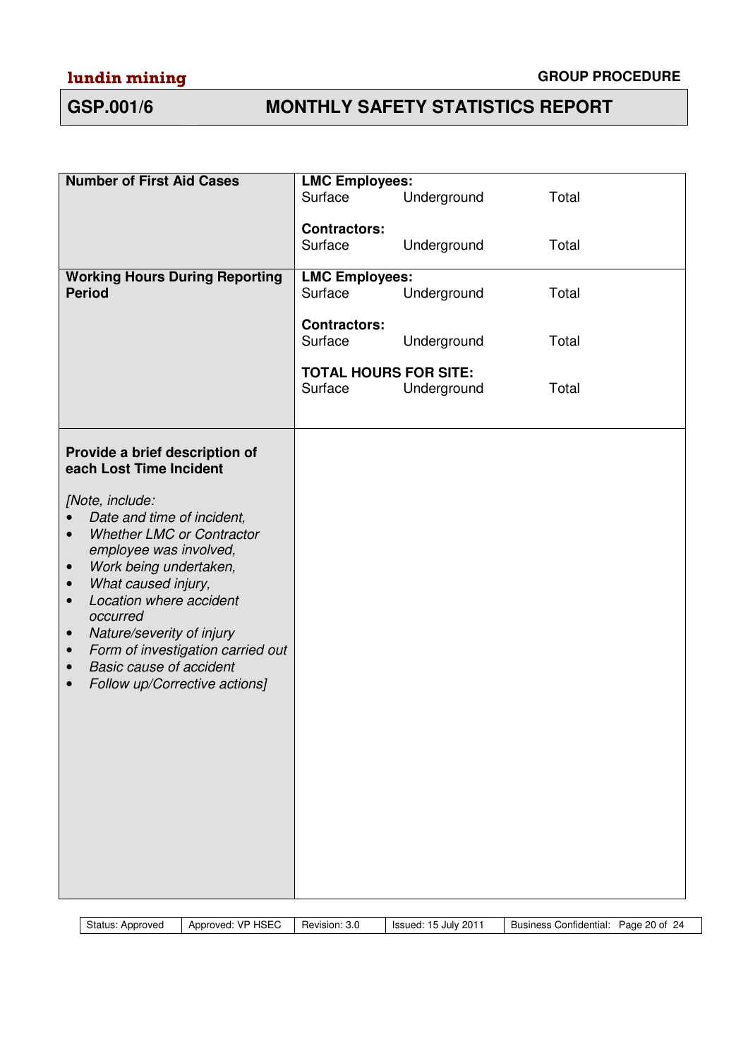| | |
|---|---|
| **Number of First Aid Cases** | **LMC Employees:**<br>Surface Underground Total<br><br>**Contractors:**<br>Surface Underground Total |
| **Working Hours During Reporting Period** | **LMC Employees:**<br>Surface Underground Total<br><br>**Contractors:**<br>Surface Underground Total<br><br>**TOTAL HOURS FOR SITE:**<br>Surface Underground Total |
| **Provide a brief description of each Lost Time Incident**<br><br>*[Note, include:*<br>• *Date and time of incident,*<br>• *Whether LMC or Contractor employee was involved,*<br>• *Work being undertaken,*<br>• *What caused injury,*<br>• *Location where accident occurred*<br>• *Nature/severity of injury*<br>• *Form of investigation carried out*<br>• *Basic cause of accident*<br>• *Follow up/Corrective actions]* | |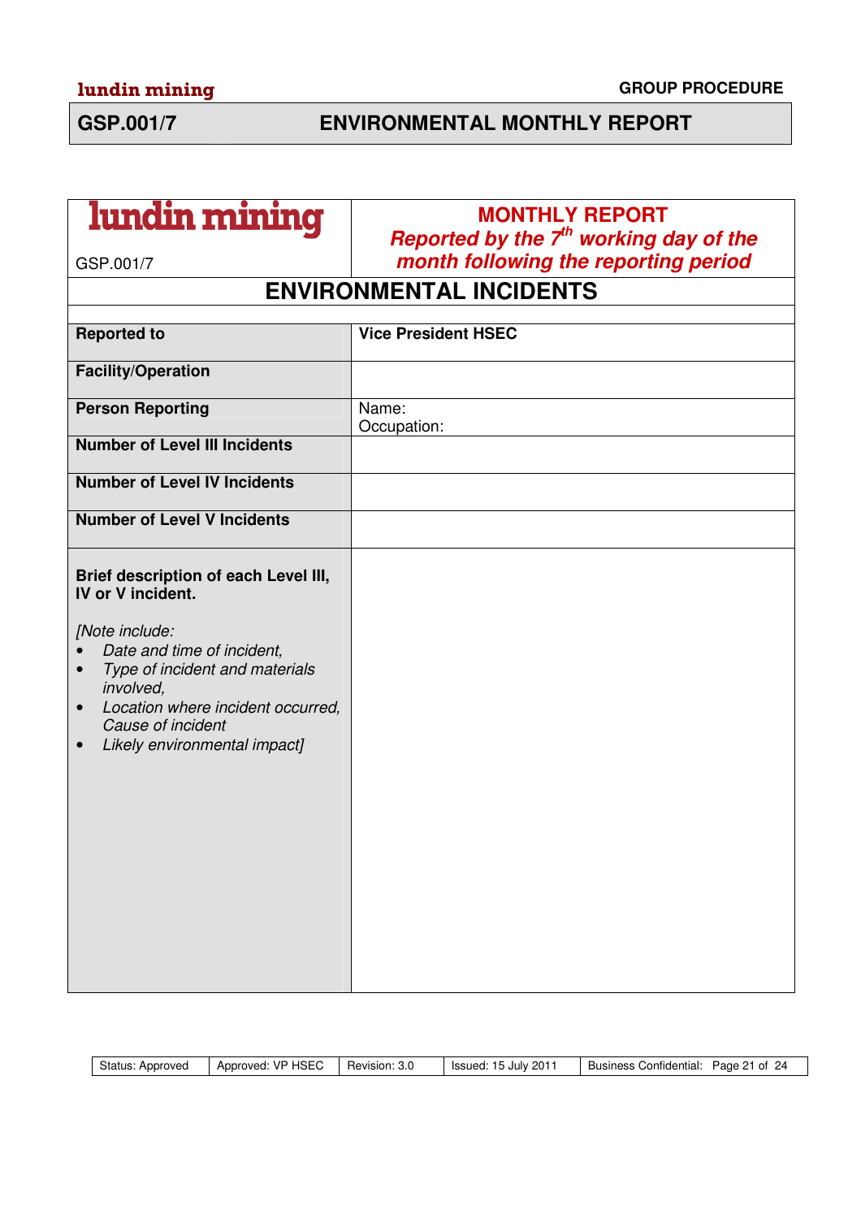| lundin mining<br>GSP.001/7 | **MONTHLY REPORT**<br>***Reported by the 7th working day of the month following the reporting period*** |
|---|---|
| **ENVIRONMENTAL INCIDENTS** | |
| | |
| **Reported to** | **Vice President HSEC** |
| **Facility/Operation** | |
| **Person Reporting** | Name:<br>Occupation: |
| **Number of Level III Incidents** | |
| **Number of Level IV Incidents** | |
| **Number of Level V Incidents** | |
| **Brief description of each Level III, IV or V incident.**<br><br>*[Note include:*<br>• *Date and time of incident,*<br>• *Type of incident and materials involved,*<br>• *Location where incident occurred, Cause of incident*<br>• *Likely environmental impact]* | |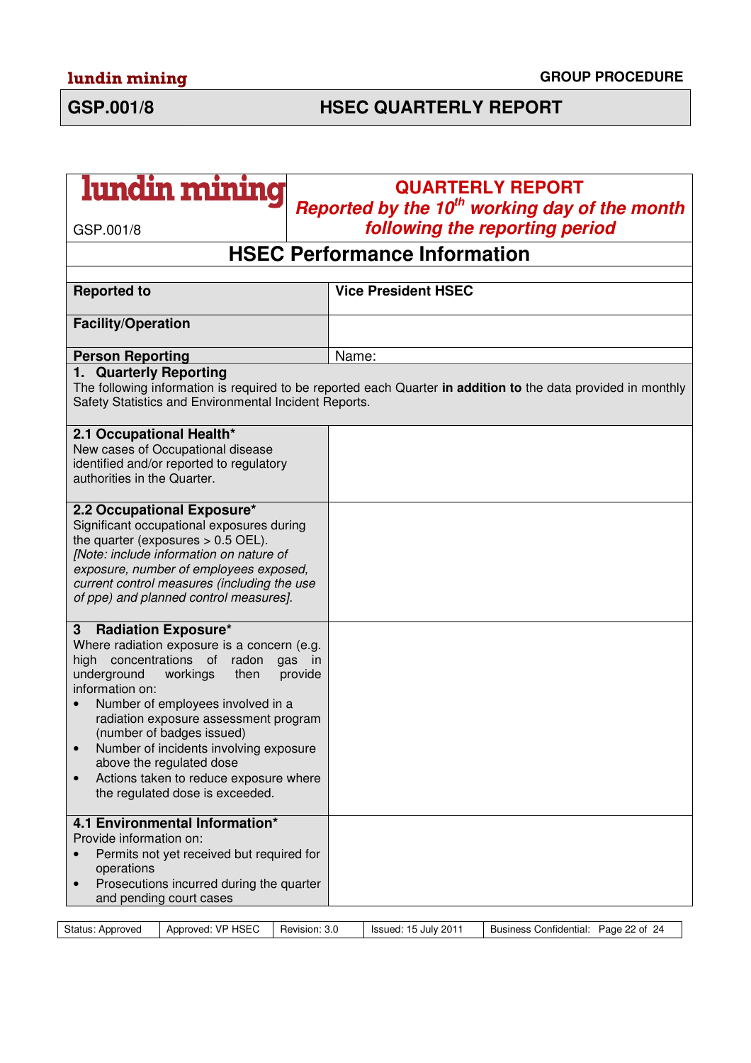**GSP.001/8** | **HSEC QUARTERLY REPORT**

| | |
|---|---|
| **lundin mining** GSP.001/8 | **QUARTERLY REPORT** ***Reported by the 10th working day of the month following the reporting period*** |

## HSEC Performance Information

| | |
|---|---|
| **Reported to** | **Vice President HSEC** |
| **Facility/Operation** | |
| **Person Reporting** | Name: |
| **1. Quarterly Reporting** The following information is required to be reported each Quarter **in addition to** the data provided in monthly Safety Statistics and Environmental Incident Reports. | |
| **2.1 Occupational Health*** New cases of Occupational disease identified and/or reported to regulatory authorities in the Quarter. | |
| **2.2 Occupational Exposure*** Significant occupational exposures during the quarter (exposures > 0.5 OEL). *[Note: include information on nature of exposure, number of employees exposed, current control measures (including the use of ppe) and planned control measures].* | |
| **3 Radiation Exposure*** Where radiation exposure is a concern (e.g. high concentrations of radon gas in underground workings then provide information on: • Number of employees involved in a radiation exposure assessment program (number of badges issued) • Number of incidents involving exposure above the regulated dose • Actions taken to reduce exposure where the regulated dose is exceeded. | |
| **4.1 Environmental Information*** Provide information on: • Permits not yet received but required for operations • Prosecutions incurred during the quarter and pending court cases | |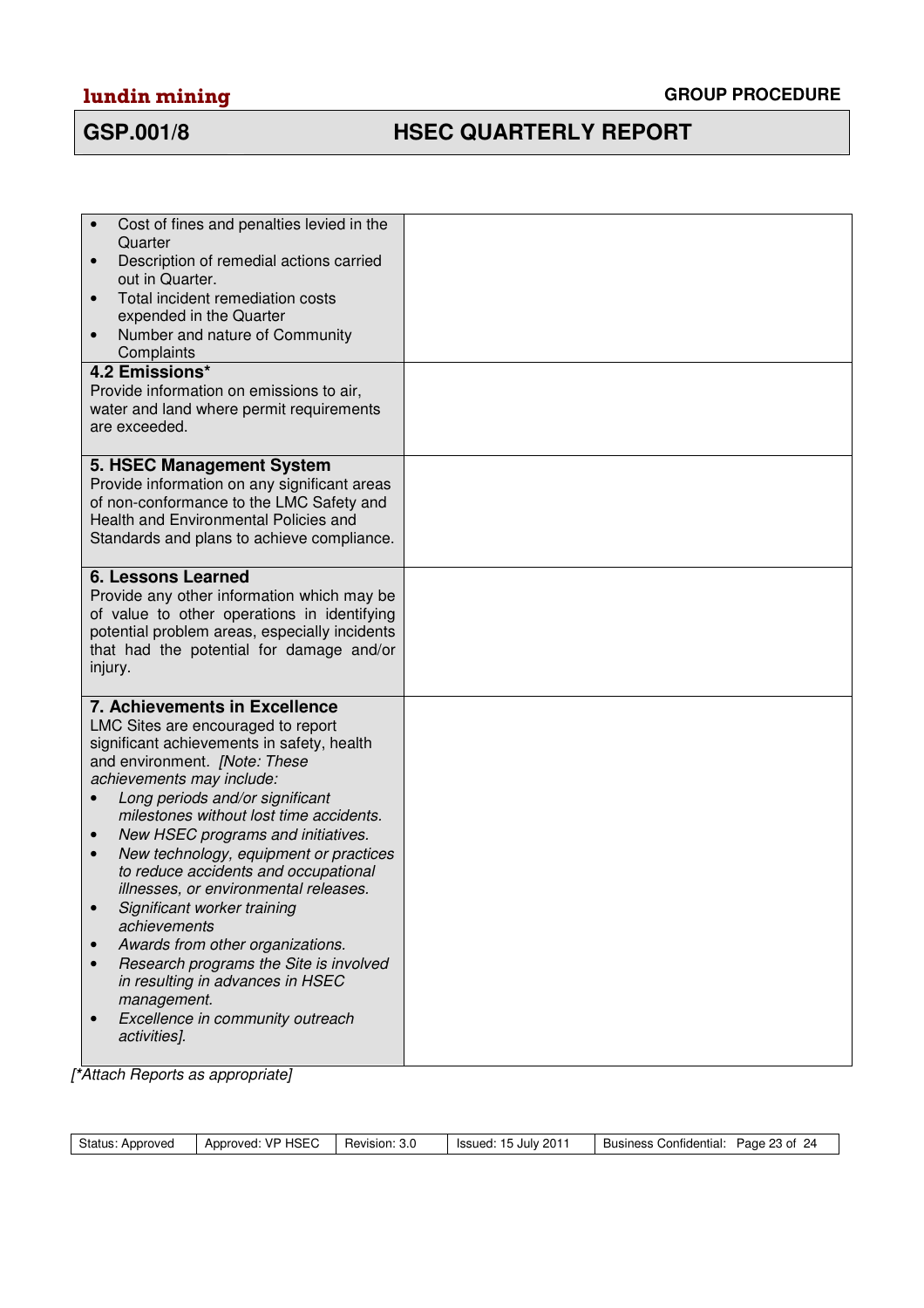| | |
|---|---|
| • Cost of fines and penalties levied in the Quarter<br>• Description of remedial actions carried out in Quarter.<br>• Total incident remediation costs expended in the Quarter<br>• Number and nature of Community Complaints | |
| **4.2 Emissions***<br>Provide information on emissions to air, water and land where permit requirements are exceeded. | |
| **5. HSEC Management System**<br>Provide information on any significant areas of non-conformance to the LMC Safety and Health and Environmental Policies and Standards and plans to achieve compliance. | |
| **6. Lessons Learned**<br>Provide any other information which may be of value to other operations in identifying potential problem areas, especially incidents that had the potential for damage and/or injury. | |
| **7. Achievements in Excellence**<br>LMC Sites are encouraged to report significant achievements in safety, health and environment. *[Note: These achievements may include:*<br>• *Long periods and/or significant milestones without lost time accidents.*<br>• *New HSEC programs and initiatives.*<br>• *New technology, equipment or practices to reduce accidents and occupational illnesses, or environmental releases.*<br>• *Significant worker training achievements*<br>• *Awards from other organizations.*<br>• *Research programs the Site is involved in resulting in advances in HSEC management.*<br>• *Excellence in community outreach activities].* | |

*[*Attach Reports as appropriate]*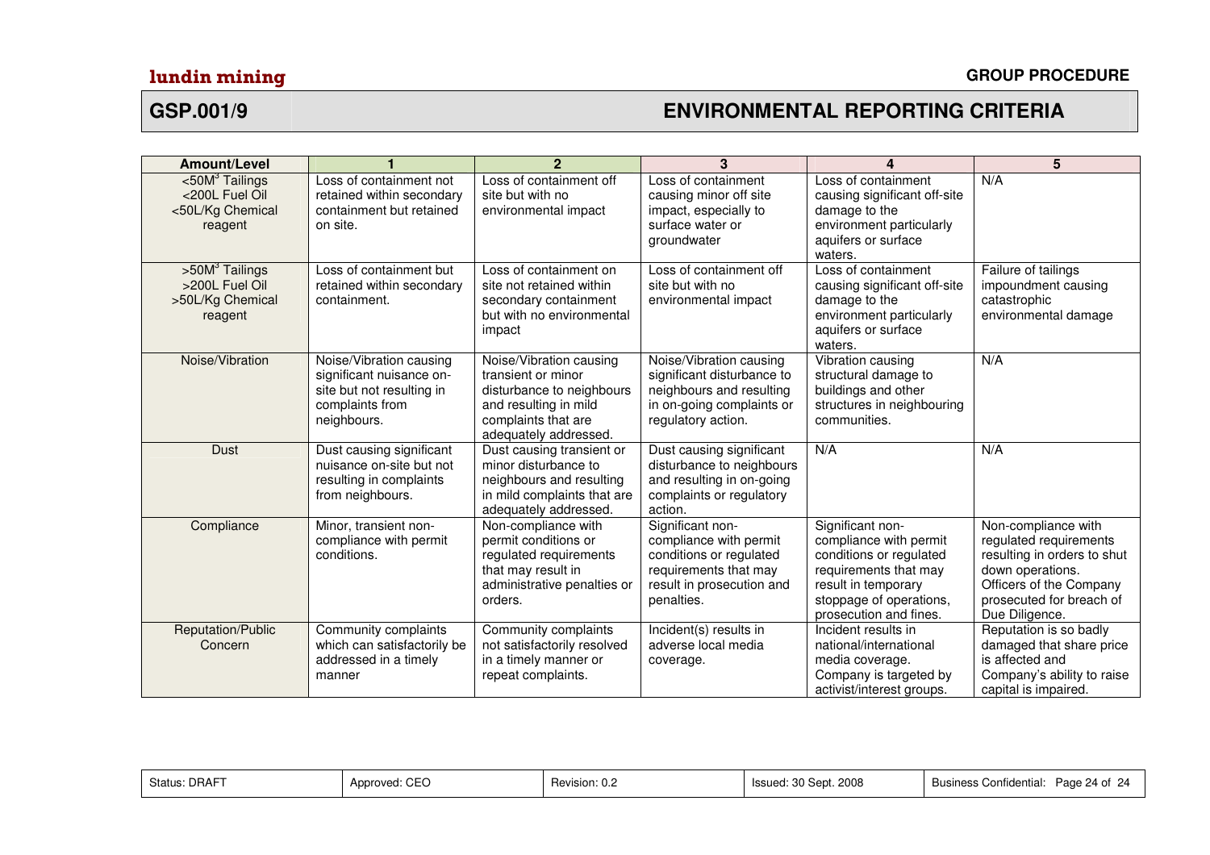# GSP.001/9 ENVIRONMENTAL REPORTING CRITERIA

| Amount/Level | 1 | 2 | 3 | 4 | 5 |
|---|---|---|---|---|---|
| <50M$^3$ Tailings <200L Fuel Oil <50L/Kg Chemical reagent | Loss of containment not retained within secondary containment but retained on site. | Loss of containment off site but with no environmental impact | Loss of containment causing minor off site impact, especially to surface water or groundwater | Loss of containment causing significant off-site damage to the environment particularly aquifers or surface waters. | N/A |
| >50M$^3$ Tailings >200L Fuel Oil >50L/Kg Chemical reagent | Loss of containment but retained within secondary containment. | Loss of containment on site not retained within secondary containment but with no environmental impact | Loss of containment off site but with no environmental impact | Loss of containment causing significant off-site damage to the environment particularly aquifers or surface waters. | Failure of tailings impoundment causing catastrophic environmental damage |
| Noise/Vibration | Noise/Vibration causing significant nuisance on-site but not resulting in complaints from neighbours. | Noise/Vibration causing transient or minor disturbance to neighbours and resulting in mild complaints that are adequately addressed. | Noise/Vibration causing significant disturbance to neighbours and resulting in on-going complaints or regulatory action. | Vibration causing structural damage to buildings and other structures in neighbouring communities. | N/A |
| Dust | Dust causing significant nuisance on-site but not resulting in complaints from neighbours. | Dust causing transient or minor disturbance to neighbours and resulting in mild complaints that are adequately addressed. | Dust causing significant disturbance to neighbours and resulting in on-going complaints or regulatory action. | N/A | N/A |
| Compliance | Minor, transient non-compliance with permit conditions. | Non-compliance with permit conditions or regulated requirements that may result in administrative penalties or orders. | Significant non-compliance with permit conditions or regulated requirements that may result in prosecution and penalties. | Significant non-compliance with permit conditions or regulated requirements that may result in temporary stoppage of operations, prosecution and fines. | Non-compliance with regulated requirements resulting in orders to shut down operations. Officers of the Company prosecuted for breach of Due Diligence. |
| Reputation/Public Concern | Community complaints which can satisfactorily be addressed in a timely manner | Community complaints not satisfactorily resolved in a timely manner or repeat complaints. | Incident(s) results in adverse local media coverage. | Incident results in national/international media coverage. Company is targeted by activist/interest groups. | Reputation is so badly damaged that share price is affected and Company's ability to raise capital is impaired. |